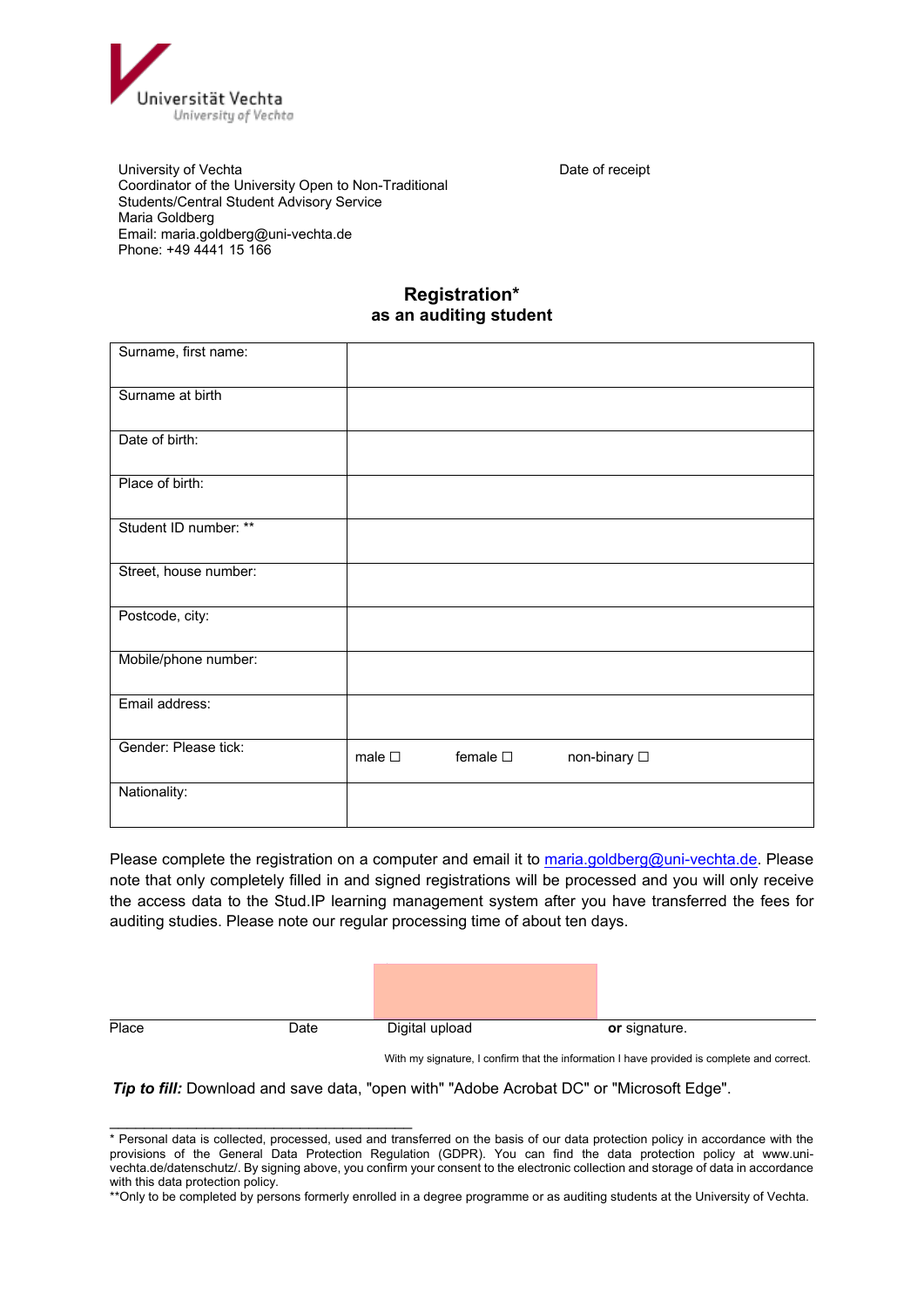Universität Vechta
University of Vechta

University of Vechta
Coordinator of the University Open to Non-Traditional Students/Central Student Advisory Service
Maria Goldberg
Email: maria.goldberg@uni-vechta.de
Phone: +49 4441 15 166

Date of receipt

## Registration*
### as an auditing student

| Surname, first name: | |
|---|---|
| Surname at birth | |
| Date of birth: | |
| Place of birth: | |
| Student ID number: ** | |
| Street, house number: | |
| Postcode, city: | |
| Mobile/phone number: | |
| Email address: | |
| Gender: Please tick: | male ☐ female ☐ non-binary ☐ |
| Nationality: | |

Please complete the registration on a computer and email it to maria.goldberg@uni-vechta.de. Please note that only completely filled in and signed registrations will be processed and you will only receive the access data to the Stud.IP learning management system after you have transferred the fees for auditing studies. Please note our regular processing time of about ten days.

| Place | Date | Digital upload | **or** signature. |
|---|---|---|---|

With my signature, I confirm that the information I have provided is complete and correct.

***Tip to fill:*** Download and save data, "open with" "Adobe Acrobat DC" or "Microsoft Edge".

---

* Personal data is collected, processed, used and transferred on the basis of our data protection policy in accordance with the provisions of the General Data Protection Regulation (GDPR). You can find the data protection policy at www.uni-vechta.de/datenschutz/. By signing above, you confirm your consent to the electronic collection and storage of data in accordance with this data protection policy.

**Only to be completed by persons formerly enrolled in a degree programme or as auditing students at the University of Vechta.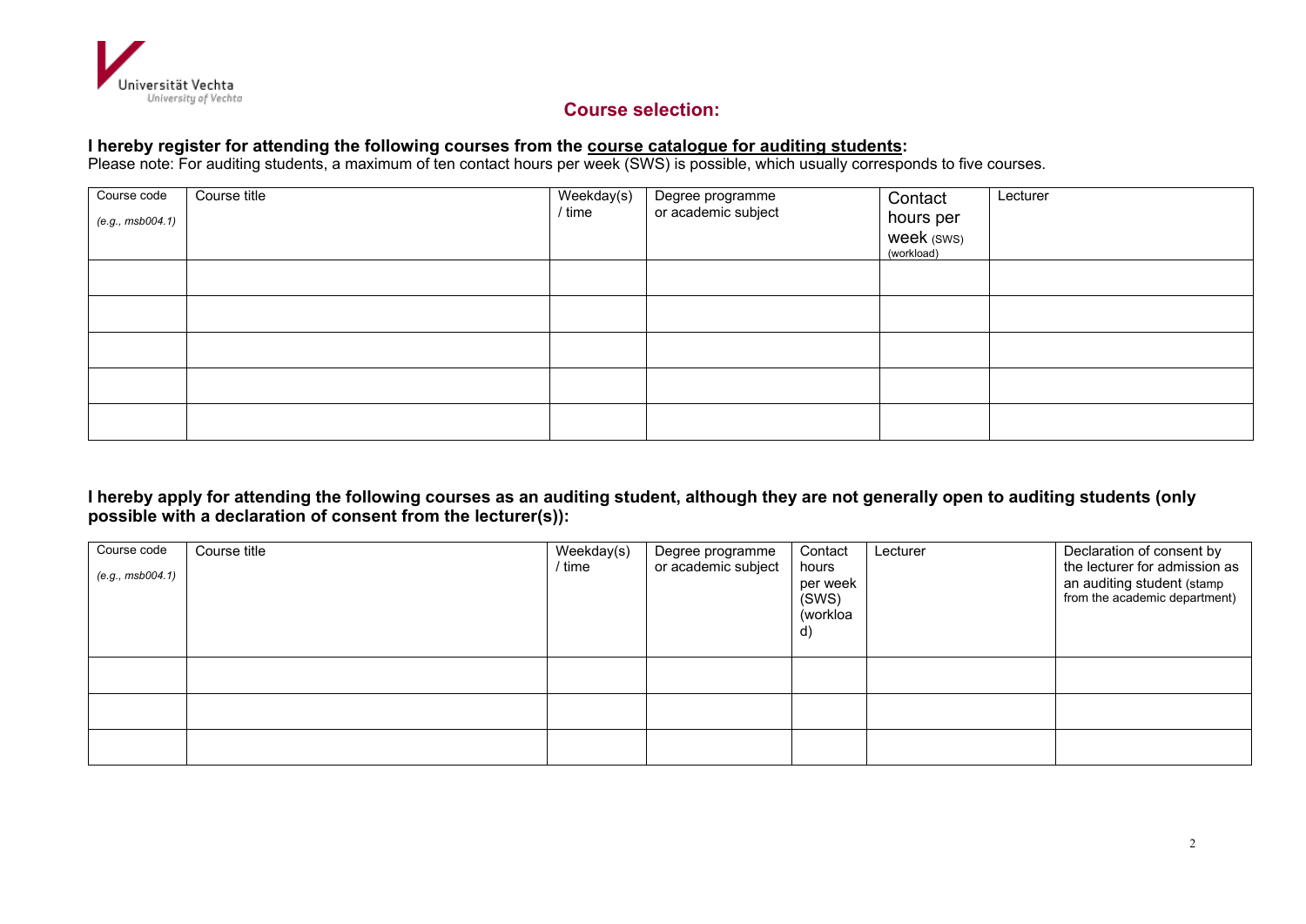Universität Vechta
*University of Vechta*

## Course selection:

**I hereby register for attending the following courses from the course catalogue for auditing students:**
Please note: For auditing students, a maximum of ten contact hours per week (SWS) is possible, which usually corresponds to five courses.

| Course code *(e.g., msb004.1)* | Course title | Weekday(s) / time | Degree programme or academic subject | Contact hours per week (SWS) (workload) | Lecturer |
|---|---|---|---|---|---|
| | | | | | |
| | | | | | |
| | | | | | |
| | | | | | |
| | | | | | |

**I hereby apply for attending the following courses as an auditing student, although they are not generally open to auditing students (only possible with a declaration of consent from the lecturer(s)):**

| Course code *(e.g., msb004.1)* | Course title | Weekday(s) / time | Degree programme or academic subject | Contact hours per week (SWS) (workload) | Lecturer | Declaration of consent by the lecturer for admission as an auditing student (stamp from the academic department) |
|---|---|---|---|---|---|---|
| | | | | | | |
| | | | | | | |
| | | | | | | |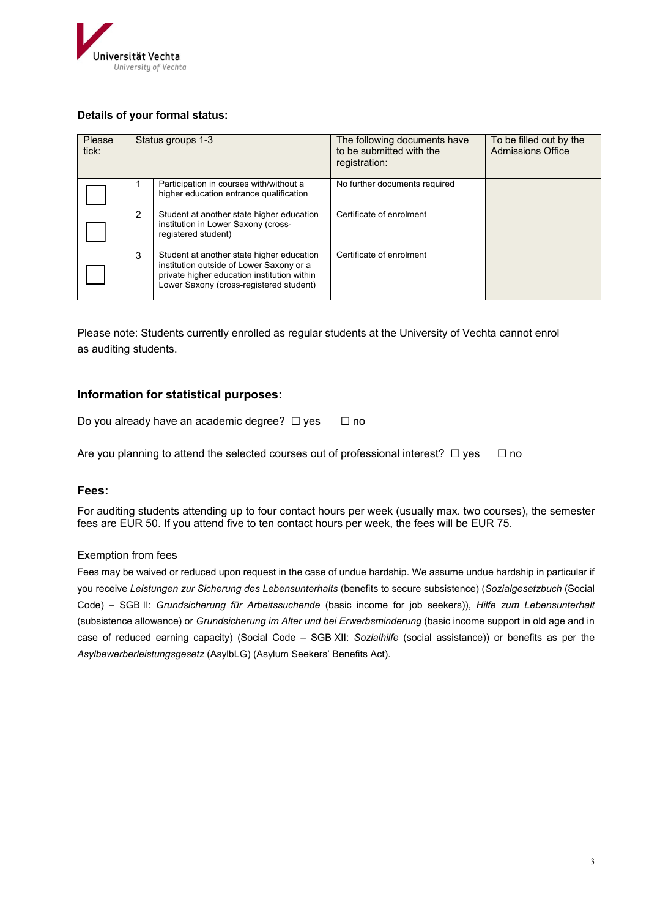Universität Vechta
*University of Vechta*

### Details of your formal status:

| Please tick: | Status groups 1-3 | | The following documents have to be submitted with the registration: | To be filled out by the Admissions Office |
|---|---|---|---|---|
| ☐ | 1 | Participation in courses with/without a higher education entrance qualification | No further documents required | |
| ☐ | 2 | Student at another state higher education institution in Lower Saxony (cross-registered student) | Certificate of enrolment | |
| ☐ | 3 | Student at another state higher education institution outside of Lower Saxony or a private higher education institution within Lower Saxony (cross-registered student) | Certificate of enrolment | |

Please note: Students currently enrolled as regular students at the University of Vechta cannot enrol as auditing students.

### Information for statistical purposes:

Do you already have an academic degree? ☐ yes ☐ no

Are you planning to attend the selected courses out of professional interest? ☐ yes ☐ no

### Fees:

For auditing students attending up to four contact hours per week (usually max. two courses), the semester fees are EUR 50. If you attend five to ten contact hours per week, the fees will be EUR 75.

Exemption from fees

Fees may be waived or reduced upon request in the case of undue hardship. We assume undue hardship in particular if you receive *Leistungen zur Sicherung des Lebensunterhalts* (benefits to secure subsistence) (*Sozialgesetzbuch* (Social Code) – SGB II: *Grundsicherung für Arbeitssuchende* (basic income for job seekers)), *Hilfe zum Lebensunterhalt* (subsistence allowance) or *Grundsicherung im Alter und bei Erwerbsminderung* (basic income support in old age and in case of reduced earning capacity) (Social Code – SGB XII: *Sozialhilfe* (social assistance)) or benefits as per the *Asylbewerberleistungsgesetz* (AsylbLG) (Asylum Seekers' Benefits Act).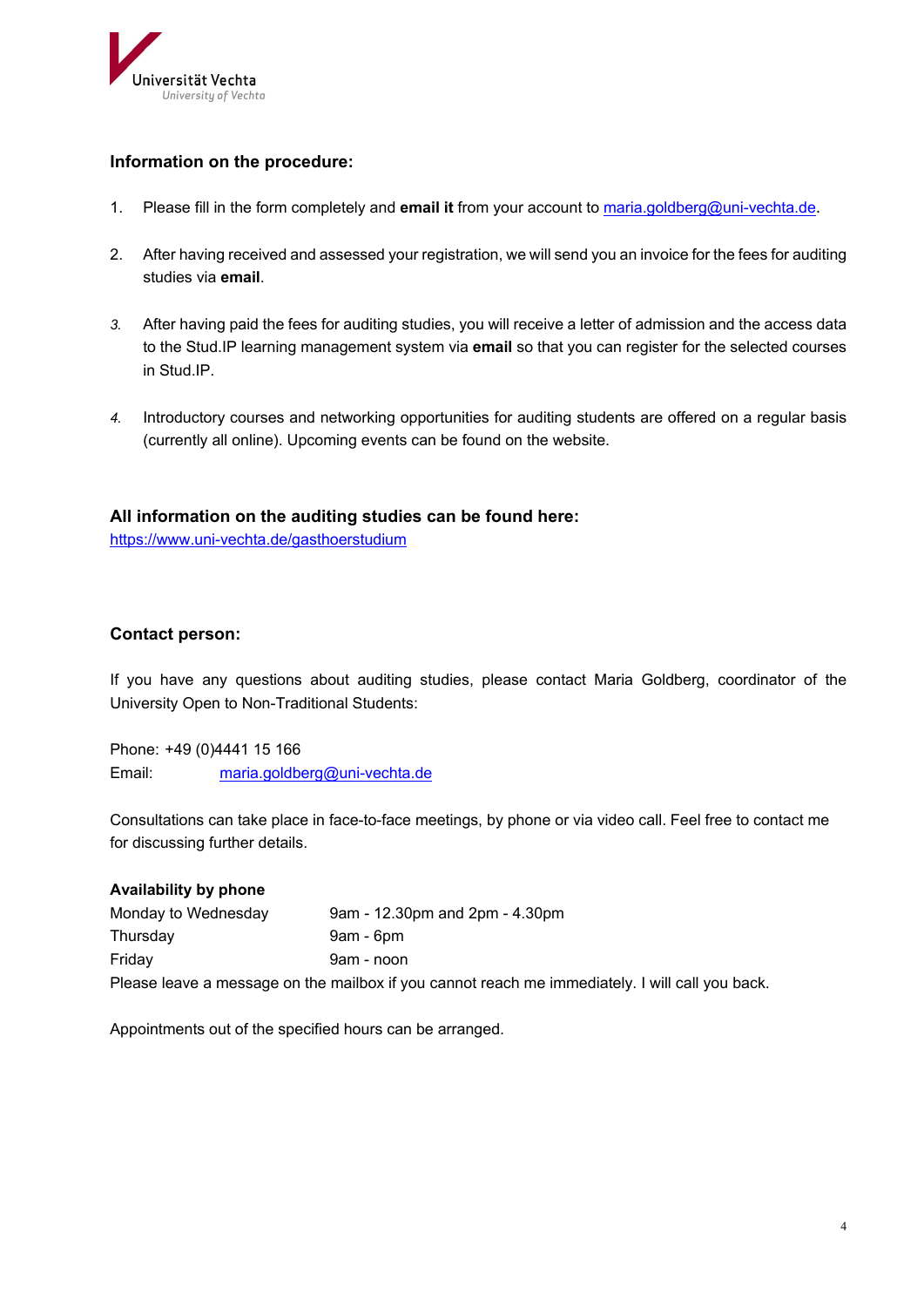## Information on the procedure:

1. Please fill in the form completely and **email it** from your account to maria.goldberg@uni-vechta.de.

2. After having received and assessed your registration, we will send you an invoice for the fees for auditing studies via **email**.

3. After having paid the fees for auditing studies, you will receive a letter of admission and the access data to the Stud.IP learning management system via **email** so that you can register for the selected courses in Stud.IP.

4. Introductory courses and networking opportunities for auditing students are offered on a regular basis (currently all online). Upcoming events can be found on the website.

## All information on the auditing studies can be found here:

https://www.uni-vechta.de/gasthoerstudium

## Contact person:

If you have any questions about auditing studies, please contact Maria Goldberg, coordinator of the University Open to Non-Traditional Students:

Phone: +49 (0)4441 15 166
Email: maria.goldberg@uni-vechta.de

Consultations can take place in face-to-face meetings, by phone or via video call. Feel free to contact me for discussing further details.

**Availability by phone**

| | |
|---|---|
| Monday to Wednesday | 9am - 12.30pm and 2pm - 4.30pm |
| Thursday | 9am - 6pm |
| Friday | 9am - noon |

Please leave a message on the mailbox if you cannot reach me immediately. I will call you back.

Appointments out of the specified hours can be arranged.